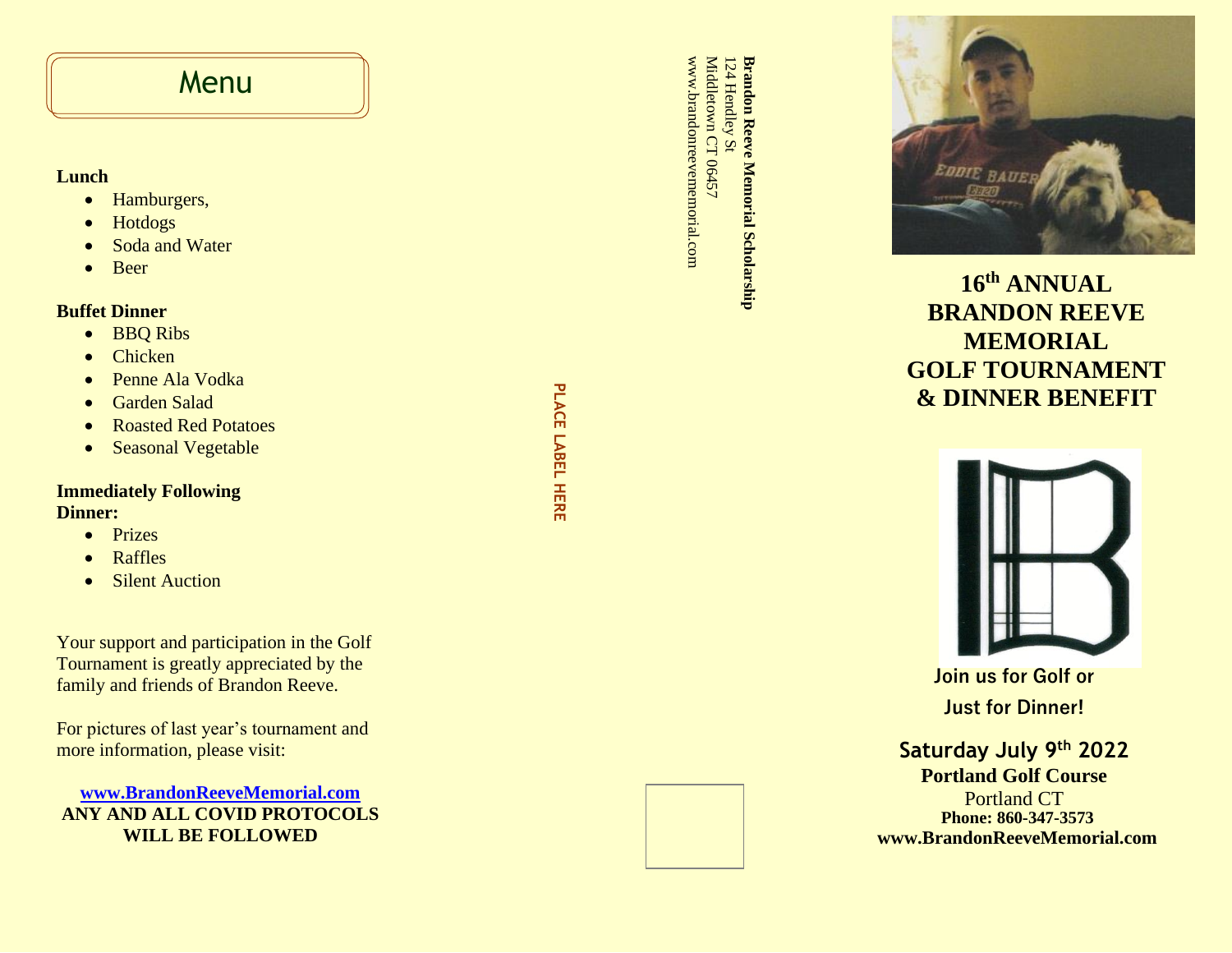# Menu

**Lunch**

- Hamburgers,
- Hotdogs
- Soda and Water
- Beer

**Buffet Dinner**

- BBQ Ribs
- Chicken
- Penne Ala Vodka
- Garden Salad
- Roasted Red Potatoes
- Seasonal Vegetable

**Immediately Following Dinner:**

- Prizes
- Raffles
- Silent Auction

Your support and participation in the Golf Tournament is greatly appreciated by the family and friends of Brandon Reeve.

For pictures of last year's tournament and more information, please visit:

**www.BrandonReeveMemorial.com**
**ANY AND ALL COVID PROTOCOLS WILL BE FOLLOWED**

PLACE LABEL HERE

**Brandon Reeve Memorial Scholarship**
124 Hendley St
Middletown CT 06457
www.brandonreevememorial.com

# 16th ANNUAL BRANDON REEVE MEMORIAL GOLF TOURNAMENT & DINNER BENEFIT

**Join us for Golf or Just for Dinner!**

**Saturday July 9th 2022**
**Portland Golf Course**
Portland CT
**Phone: 860-347-3573**
**www.BrandonReeveMemorial.com**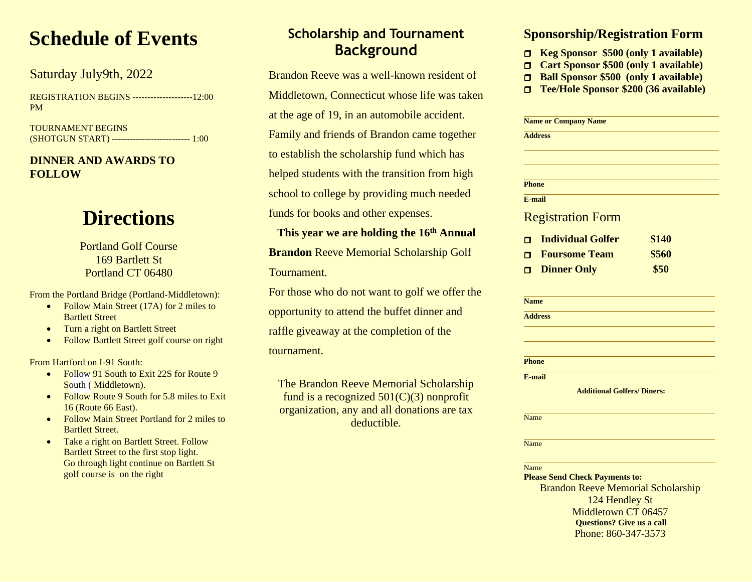# Schedule of Events

Saturday July9th, 2022

REGISTRATION BEGINS --------------------12:00 PM

TOURNAMENT BEGINS (SHOTGUN START) -------------------------- 1:00

**DINNER AND AWARDS TO FOLLOW**

# Directions

Portland Golf Course
169 Bartlett St
Portland CT 06480

From the Portland Bridge (Portland-Middletown):

- Follow Main Street (17A) for 2 miles to Bartlett Street
- Turn a right on Bartlett Street
- Follow Bartlett Street golf course on right

From Hartford on I-91 South:

- Follow 91 South to Exit 22S for Route 9 South ( Middletown).
- Follow Route 9 South for 5.8 miles to Exit 16 (Route 66 East).
- Follow Main Street Portland for 2 miles to Bartlett Street.
- Take a right on Bartlett Street. Follow Bartlett Street to the first stop light. Go through light continue on Bartlett St golf course is on the right

## Scholarship and Tournament Background

Brandon Reeve was a well-known resident of Middletown, Connecticut whose life was taken at the age of 19, in an automobile accident. Family and friends of Brandon came together to establish the scholarship fund which has helped students with the transition from high school to college by providing much needed funds for books and other expenses.

**This year we are holding the 16th Annual Brandon** Reeve Memorial Scholarship Golf Tournament.

For those who do not want to golf we offer the opportunity to attend the buffet dinner and raffle giveaway at the completion of the tournament.

The Brandon Reeve Memorial Scholarship fund is a recognized 501(C)(3) nonprofit organization, any and all donations are tax deductible.

## Sponsorship/Registration Form

- ☐ **Keg Sponsor $500 (only 1 available)**
- ☐ **Cart Sponsor $500 (only 1 available)**
- ☐ **Ball Sponsor $500 (only 1 available)**
- ☐ **Tee/Hole Sponsor $200 (36 available)**

**Name or Company Name**

**Address**

**Phone**

**E-mail**

### Registration Form

- ☐ **Individual Golfer** **$140**
- ☐ **Foursome Team** **$560**
- ☐ **Dinner Only** **$50**

**Name**

**Address**

**Phone**

**E-mail**

**Additional Golfers/ Diners:**

Name

Name

Name

**Please Send Check Payments to:**

Brandon Reeve Memorial Scholarship
124 Hendley St
Middletown CT 06457

**Questions? Give us a call**

Phone: 860-347-3573